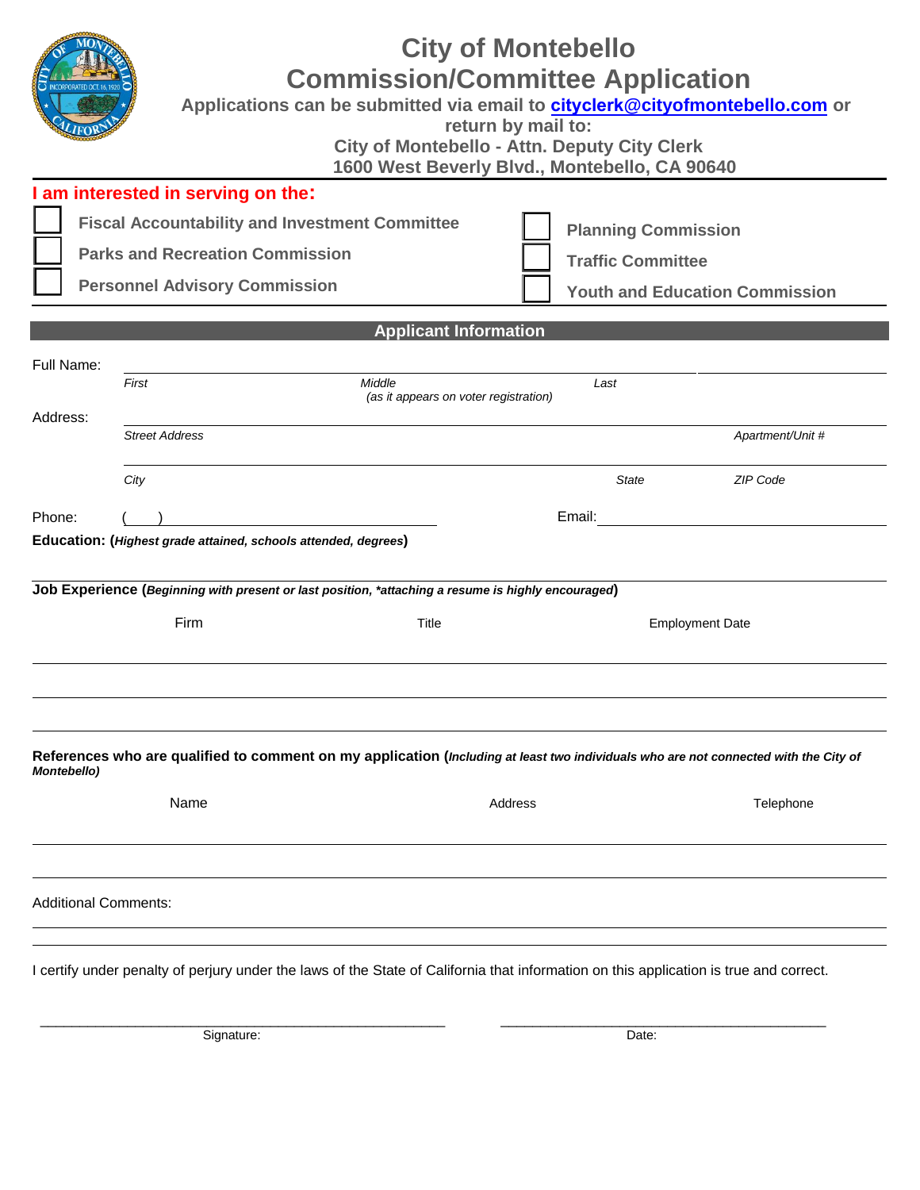# City of Montebello
## Commission/Committee Application

**Applications can be submitted via email to cityclerk@cityofmontebello.com or return by mail to:**
**City of Montebello - Attn. Deputy City Clerk**
**1600 West Beverly Blvd., Montebello, CA 90640**

**I am interested in serving on the:**

- ☐ **Fiscal Accountability and Investment Committee**
- ☐ **Parks and Recreation Commission**
- ☐ **Personnel Advisory Commission**
- ☐ **Planning Commission**
- ☐ **Traffic Committee**
- ☐ **Youth and Education Commission**

## Applicant Information

Full Name: ______________________________________________
*First* *Middle* *(as it appears on voter registration)* *Last*

Address: ______________________________________________
*Street Address* *Apartment/Unit #*

______________________________________________
*City* *State* *ZIP Code*

Phone: (    ) ____________________ Email: ____________________

**Education:** (***Highest grade attained, schools attended, degrees***)

______________________________________________

**Job Experience** (***Beginning with present or last position, \*attaching a resume is highly encouraged***)

| Firm | Title | Employment Date |
|---|---|---|
| | | |
| | | |
| | | |

**References who are qualified to comment on my application** (***Including at least two individuals who are not connected with the City of Montebello***)

| Name | Address | Telephone |
|---|---|---|
| | | |
| | | |

Additional Comments:

______________________________________________

______________________________________________

I certify under penalty of perjury under the laws of the State of California that information on this application is true and correct.

______________________________ Signature:

______________________________ Date: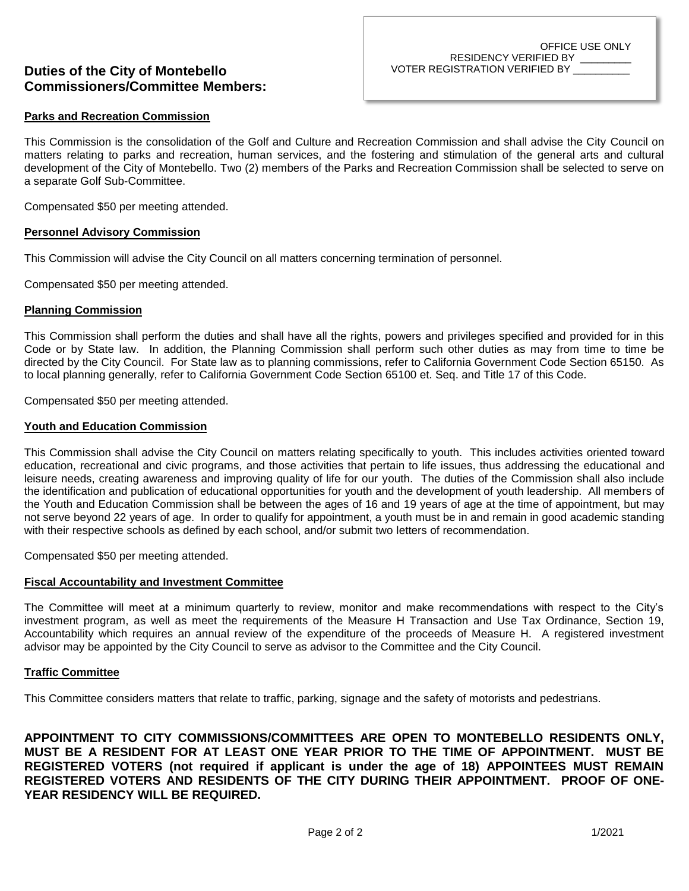OFFICE USE ONLY
RESIDENCY VERIFIED BY \_\_\_\_\_\_\_\_\_
VOTER REGISTRATION VERIFIED BY \_\_\_\_\_\_\_\_\_\_

## Duties of the City of Montebello Commissioners/Committee Members:

### Parks and Recreation Commission

This Commission is the consolidation of the Golf and Culture and Recreation Commission and shall advise the City Council on matters relating to parks and recreation, human services, and the fostering and stimulation of the general arts and cultural development of the City of Montebello. Two (2) members of the Parks and Recreation Commission shall be selected to serve on a separate Golf Sub-Committee.

Compensated $50 per meeting attended.

### Personnel Advisory Commission

This Commission will advise the City Council on all matters concerning termination of personnel.

Compensated $50 per meeting attended.

### Planning Commission

This Commission shall perform the duties and shall have all the rights, powers and privileges specified and provided for in this Code or by State law. In addition, the Planning Commission shall perform such other duties as may from time to time be directed by the City Council. For State law as to planning commissions, refer to California Government Code Section 65150. As to local planning generally, refer to California Government Code Section 65100 et. Seq. and Title 17 of this Code.

Compensated $50 per meeting attended.

### Youth and Education Commission

This Commission shall advise the City Council on matters relating specifically to youth. This includes activities oriented toward education, recreational and civic programs, and those activities that pertain to life issues, thus addressing the educational and leisure needs, creating awareness and improving quality of life for our youth. The duties of the Commission shall also include the identification and publication of educational opportunities for youth and the development of youth leadership. All members of the Youth and Education Commission shall be between the ages of 16 and 19 years of age at the time of appointment, but may not serve beyond 22 years of age. In order to qualify for appointment, a youth must be in and remain in good academic standing with their respective schools as defined by each school, and/or submit two letters of recommendation.

Compensated $50 per meeting attended.

### Fiscal Accountability and Investment Committee

The Committee will meet at a minimum quarterly to review, monitor and make recommendations with respect to the City's investment program, as well as meet the requirements of the Measure H Transaction and Use Tax Ordinance, Section 19, Accountability which requires an annual review of the expenditure of the proceeds of Measure H. A registered investment advisor may be appointed by the City Council to serve as advisor to the Committee and the City Council.

### Traffic Committee

This Committee considers matters that relate to traffic, parking, signage and the safety of motorists and pedestrians.

**APPOINTMENT TO CITY COMMISSIONS/COMMITTEES ARE OPEN TO MONTEBELLO RESIDENTS ONLY, MUST BE A RESIDENT FOR AT LEAST ONE YEAR PRIOR TO THE TIME OF APPOINTMENT. MUST BE REGISTERED VOTERS (not required if applicant is under the age of 18) APPOINTEES MUST REMAIN REGISTERED VOTERS AND RESIDENTS OF THE CITY DURING THEIR APPOINTMENT. PROOF OF ONE-YEAR RESIDENCY WILL BE REQUIRED.**

1/2021